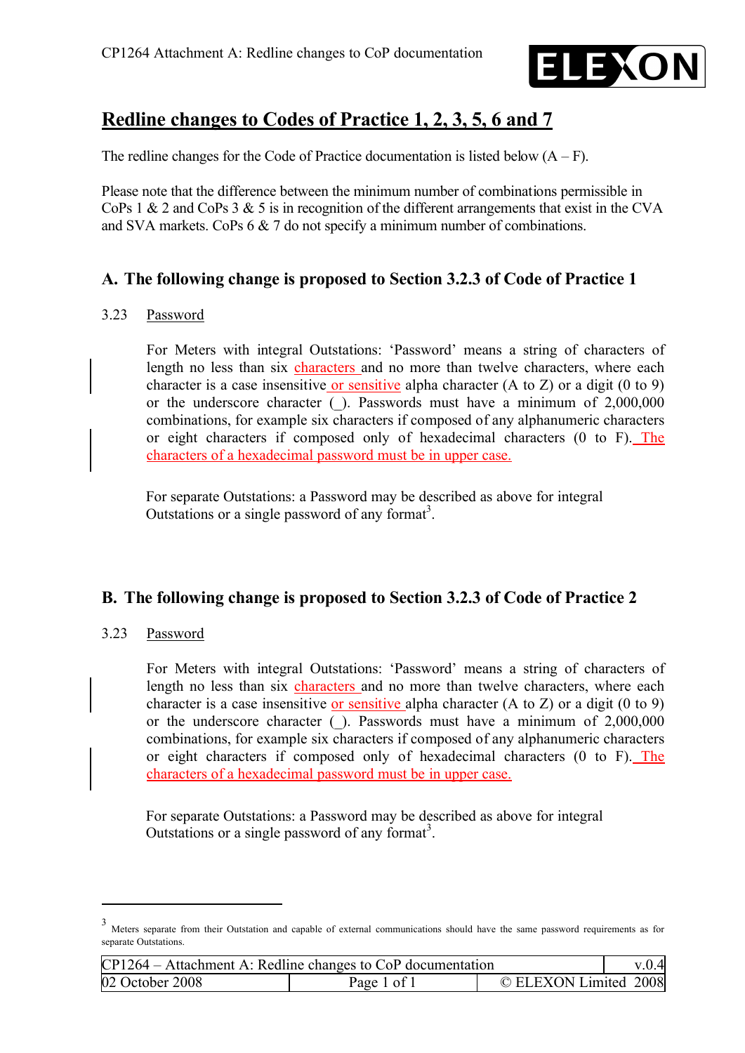# Redline changes to Codes of Practice 1, 2, 3, 5, 6 and 7

The redline changes for the Code of Practice documentation is listed below (A – F).

Please note that the difference between the minimum number of combinations permissible in CoPs 1 & 2 and CoPs 3 & 5 is in recognition of the different arrangements that exist in the CVA and SVA markets. CoPs 6 & 7 do not specify a minimum number of combinations.

## A. The following change is proposed to Section 3.2.3 of Code of Practice 1

3.23 Password

For Meters with integral Outstations: 'Password' means a string of characters of length no less than six characters and no more than twelve characters, where each character is a case insensitive or sensitive alpha character (A to Z) or a digit (0 to 9) or the underscore character (_). Passwords must have a minimum of 2,000,000 combinations, for example six characters if composed of any alphanumeric characters or eight characters if composed only of hexadecimal characters (0 to F). The characters of a hexadecimal password must be in upper case.

For separate Outstations: a Password may be described as above for integral Outstations or a single password of any format[3].

## B. The following change is proposed to Section 3.2.3 of Code of Practice 2

3.23 Password

For Meters with integral Outstations: 'Password' means a string of characters of length no less than six characters and no more than twelve characters, where each character is a case insensitive or sensitive alpha character (A to Z) or a digit (0 to 9) or the underscore character (_). Passwords must have a minimum of 2,000,000 combinations, for example six characters if composed of any alphanumeric characters or eight characters if composed only of hexadecimal characters (0 to F). The characters of a hexadecimal password must be in upper case.

For separate Outstations: a Password may be described as above for integral Outstations or a single password of any format[3].

---

[3] Meters separate from their Outstation and capable of external communications should have the same password requirements as for separate Outstations.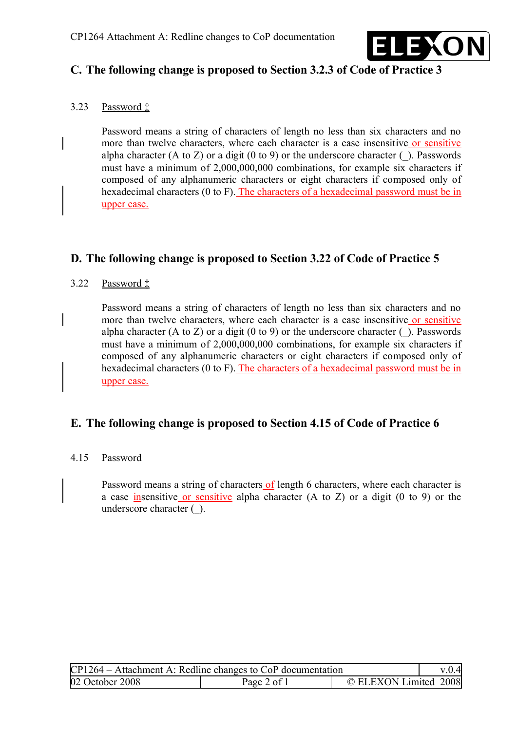## C. The following change is proposed to Section 3.2.3 of Code of Practice 3

3.23 Password ‡

Password means a string of characters of length no less than six characters and no more than twelve characters, where each character is a case insensitive or sensitive alpha character (A to Z) or a digit (0 to 9) or the underscore character (_). Passwords must have a minimum of 2,000,000,000 combinations, for example six characters if composed of any alphanumeric characters or eight characters if composed only of hexadecimal characters (0 to F). The characters of a hexadecimal password must be in upper case.

## D. The following change is proposed to Section 3.22 of Code of Practice 5

3.22 Password ‡

Password means a string of characters of length no less than six characters and no more than twelve characters, where each character is a case insensitive or sensitive alpha character (A to Z) or a digit (0 to 9) or the underscore character (_). Passwords must have a minimum of 2,000,000,000 combinations, for example six characters if composed of any alphanumeric characters or eight characters if composed only of hexadecimal characters (0 to F). The characters of a hexadecimal password must be in upper case.

## E. The following change is proposed to Section 4.15 of Code of Practice 6

4.15 Password

Password means a string of characters of length 6 characters, where each character is a case insensitive or sensitive alpha character (A to Z) or a digit (0 to 9) or the underscore character (_).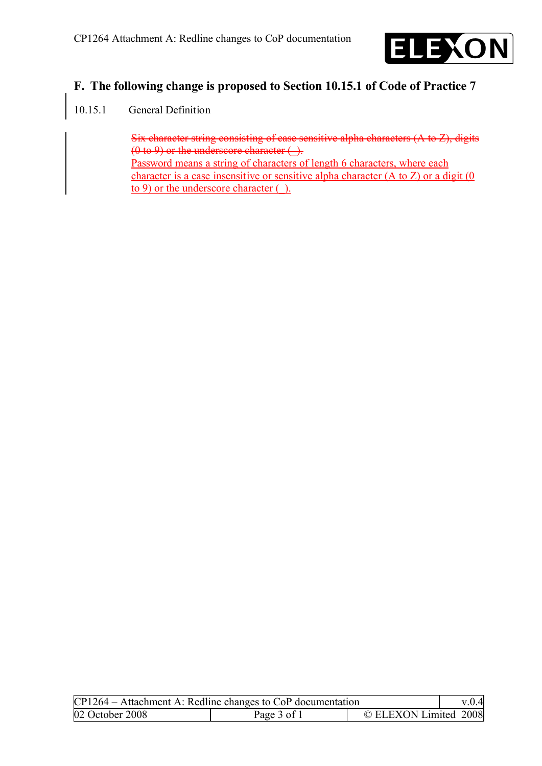## F. The following change is proposed to Section 10.15.1 of Code of Practice 7

10.15.1 General Definition

~~Six character string consisting of case sensitive alpha characters (A to Z), digits (0 to 9) or the underscore character (_).~~

Password means a string of characters of length 6 characters, where each character is a case insensitive or sensitive alpha character (A to Z) or a digit (0 to 9) or the underscore character (_).